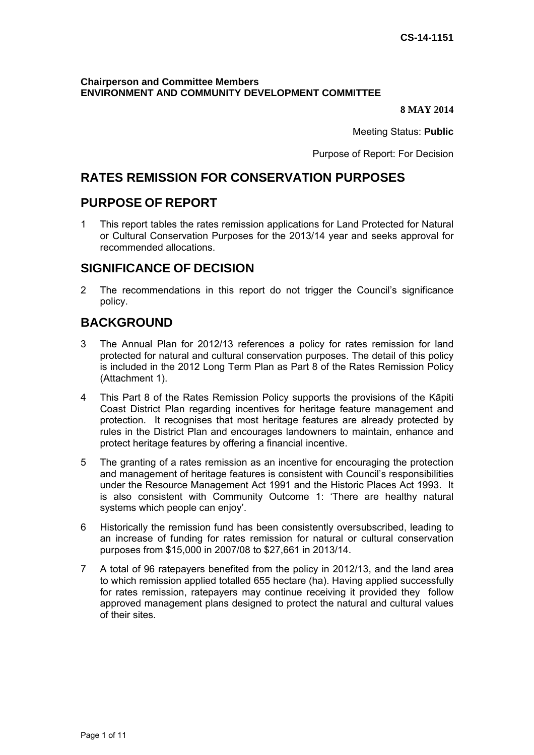**CS-14-1151**

**Chairperson and Committee Members**
**ENVIRONMENT AND COMMUNITY DEVELOPMENT COMMITTEE**

**8 MAY 2014**

Meeting Status: **Public**

Purpose of Report: For Decision

# RATES REMISSION FOR CONSERVATION PURPOSES

## PURPOSE OF REPORT

1 This report tables the rates remission applications for Land Protected for Natural or Cultural Conservation Purposes for the 2013/14 year and seeks approval for recommended allocations.

## SIGNIFICANCE OF DECISION

2 The recommendations in this report do not trigger the Council's significance policy.

## BACKGROUND

3 The Annual Plan for 2012/13 references a policy for rates remission for land protected for natural and cultural conservation purposes. The detail of this policy is included in the 2012 Long Term Plan as Part 8 of the Rates Remission Policy (Attachment 1).

4 This Part 8 of the Rates Remission Policy supports the provisions of the Kāpiti Coast District Plan regarding incentives for heritage feature management and protection. It recognises that most heritage features are already protected by rules in the District Plan and encourages landowners to maintain, enhance and protect heritage features by offering a financial incentive.

5 The granting of a rates remission as an incentive for encouraging the protection and management of heritage features is consistent with Council's responsibilities under the Resource Management Act 1991 and the Historic Places Act 1993. It is also consistent with Community Outcome 1: 'There are healthy natural systems which people can enjoy'.

6 Historically the remission fund has been consistently oversubscribed, leading to an increase of funding for rates remission for natural or cultural conservation purposes from $15,000 in 2007/08 to $27,661 in 2013/14.

7 A total of 96 ratepayers benefited from the policy in 2012/13, and the land area to which remission applied totalled 655 hectare (ha). Having applied successfully for rates remission, ratepayers may continue receiving it provided they follow approved management plans designed to protect the natural and cultural values of their sites.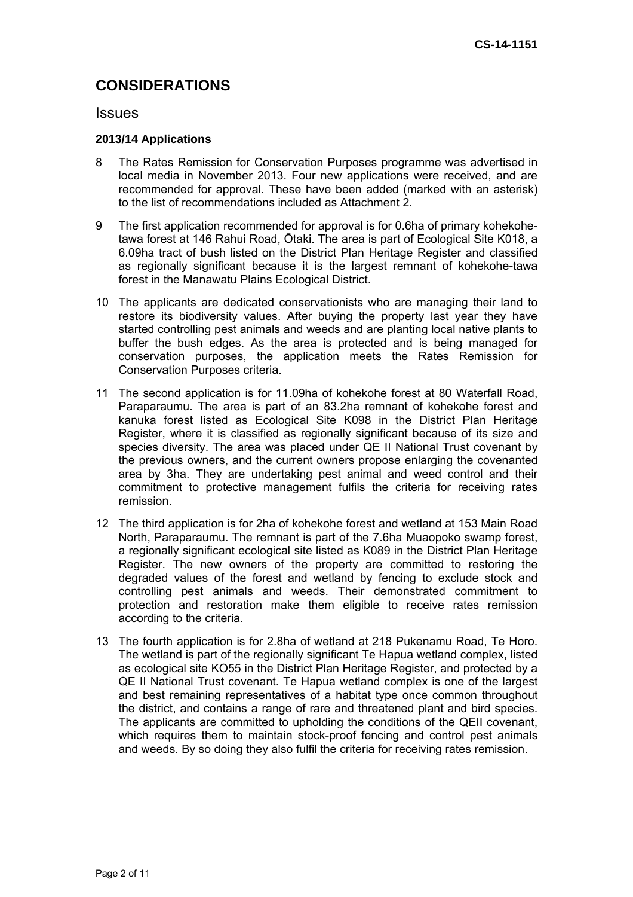## CONSIDERATIONS

### Issues

**2013/14 Applications**

8 The Rates Remission for Conservation Purposes programme was advertised in local media in November 2013. Four new applications were received, and are recommended for approval. These have been added (marked with an asterisk) to the list of recommendations included as Attachment 2.

9 The first application recommended for approval is for 0.6ha of primary kohekohe-tawa forest at 146 Rahui Road, Ōtaki. The area is part of Ecological Site K018, a 6.09ha tract of bush listed on the District Plan Heritage Register and classified as regionally significant because it is the largest remnant of kohekohe-tawa forest in the Manawatu Plains Ecological District.

10 The applicants are dedicated conservationists who are managing their land to restore its biodiversity values. After buying the property last year they have started controlling pest animals and weeds and are planting local native plants to buffer the bush edges. As the area is protected and is being managed for conservation purposes, the application meets the Rates Remission for Conservation Purposes criteria.

11 The second application is for 11.09ha of kohekohe forest at 80 Waterfall Road, Paraparaumu. The area is part of an 83.2ha remnant of kohekohe forest and kanuka forest listed as Ecological Site K098 in the District Plan Heritage Register, where it is classified as regionally significant because of its size and species diversity. The area was placed under QE II National Trust covenant by the previous owners, and the current owners propose enlarging the covenanted area by 3ha. They are undertaking pest animal and weed control and their commitment to protective management fulfils the criteria for receiving rates remission.

12 The third application is for 2ha of kohekohe forest and wetland at 153 Main Road North, Paraparaumu. The remnant is part of the 7.6ha Muaopoko swamp forest, a regionally significant ecological site listed as K089 in the District Plan Heritage Register. The new owners of the property are committed to restoring the degraded values of the forest and wetland by fencing to exclude stock and controlling pest animals and weeds. Their demonstrated commitment to protection and restoration make them eligible to receive rates remission according to the criteria.

13 The fourth application is for 2.8ha of wetland at 218 Pukenamu Road, Te Horo. The wetland is part of the regionally significant Te Hapua wetland complex, listed as ecological site KO55 in the District Plan Heritage Register, and protected by a QE II National Trust covenant. Te Hapua wetland complex is one of the largest and best remaining representatives of a habitat type once common throughout the district, and contains a range of rare and threatened plant and bird species. The applicants are committed to upholding the conditions of the QEII covenant, which requires them to maintain stock-proof fencing and control pest animals and weeds. By so doing they also fulfil the criteria for receiving rates remission.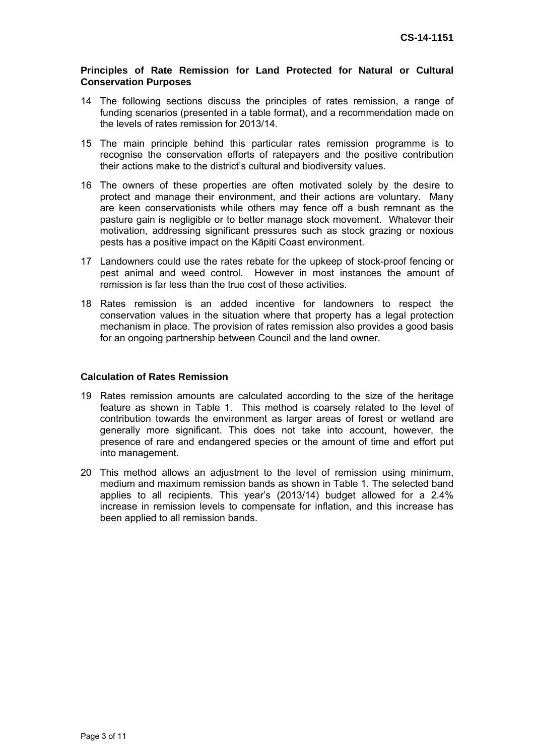### Principles of Rate Remission for Land Protected for Natural or Cultural Conservation Purposes

14 The following sections discuss the principles of rates remission, a range of funding scenarios (presented in a table format), and a recommendation made on the levels of rates remission for 2013/14.

15 The main principle behind this particular rates remission programme is to recognise the conservation efforts of ratepayers and the positive contribution their actions make to the district's cultural and biodiversity values.

16 The owners of these properties are often motivated solely by the desire to protect and manage their environment, and their actions are voluntary. Many are keen conservationists while others may fence off a bush remnant as the pasture gain is negligible or to better manage stock movement. Whatever their motivation, addressing significant pressures such as stock grazing or noxious pests has a positive impact on the Kāpiti Coast environment.

17 Landowners could use the rates rebate for the upkeep of stock-proof fencing or pest animal and weed control. However in most instances the amount of remission is far less than the true cost of these activities.

18 Rates remission is an added incentive for landowners to respect the conservation values in the situation where that property has a legal protection mechanism in place. The provision of rates remission also provides a good basis for an ongoing partnership between Council and the land owner.

### Calculation of Rates Remission

19 Rates remission amounts are calculated according to the size of the heritage feature as shown in Table 1. This method is coarsely related to the level of contribution towards the environment as larger areas of forest or wetland are generally more significant. This does not take into account, however, the presence of rare and endangered species or the amount of time and effort put into management.

20 This method allows an adjustment to the level of remission using minimum, medium and maximum remission bands as shown in Table 1. The selected band applies to all recipients. This year's (2013/14) budget allowed for a 2.4% increase in remission levels to compensate for inflation, and this increase has been applied to all remission bands.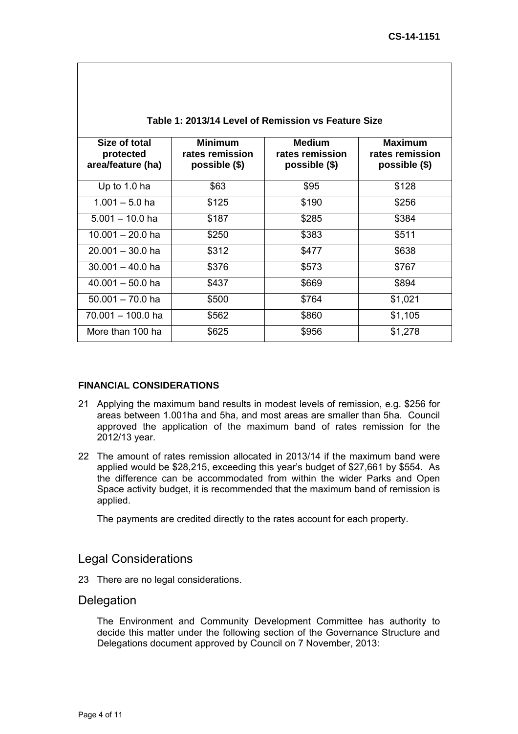**Table 1: 2013/14 Level of Remission vs Feature Size**

| Size of total protected area/feature (ha) | Minimum rates remission possible ($) | Medium rates remission possible ($) | Maximum rates remission possible ($) |
|---|---|---|---|
| Up to 1.0 ha | $63 | $95 | $128 |
| 1.001 – 5.0 ha | $125 | $190 | $256 |
| 5.001 – 10.0 ha | $187 | $285 | $384 |
| 10.001 – 20.0 ha | $250 | $383 | $511 |
| 20.001 – 30.0 ha | $312 | $477 | $638 |
| 30.001 – 40.0 ha | $376 | $573 | $767 |
| 40.001 – 50.0 ha | $437 | $669 | $894 |
| 50.001 – 70.0 ha | $500 | $764 | $1,021 |
| 70.001 – 100.0 ha | $562 | $860 | $1,105 |
| More than 100 ha | $625 | $956 | $1,278 |

### FINANCIAL CONSIDERATIONS

21 Applying the maximum band results in modest levels of remission, e.g. $256 for areas between 1.001ha and 5ha, and most areas are smaller than 5ha. Council approved the application of the maximum band of rates remission for the 2012/13 year.

22 The amount of rates remission allocated in 2013/14 if the maximum band were applied would be $28,215, exceeding this year's budget of $27,661 by $554. As the difference can be accommodated from within the wider Parks and Open Space activity budget, it is recommended that the maximum band of remission is applied.

The payments are credited directly to the rates account for each property.

## Legal Considerations

23 There are no legal considerations.

## Delegation

The Environment and Community Development Committee has authority to decide this matter under the following section of the Governance Structure and Delegations document approved by Council on 7 November, 2013: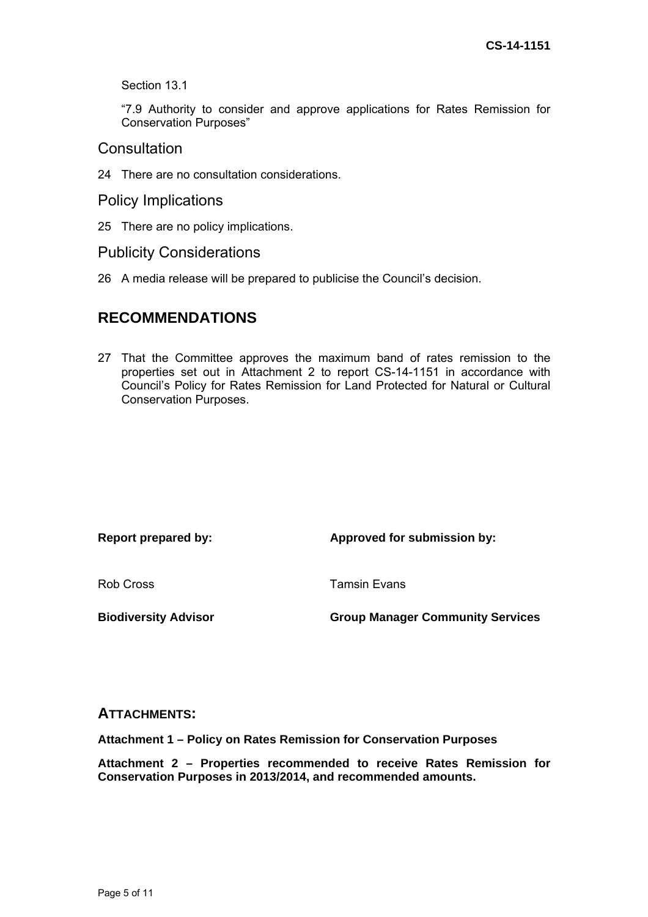Section 13.1

"7.9 Authority to consider and approve applications for Rates Remission for Conservation Purposes"

## Consultation

24 There are no consultation considerations.

## Policy Implications

25 There are no policy implications.

## Publicity Considerations

26 A media release will be prepared to publicise the Council's decision.

# RECOMMENDATIONS

27 That the Committee approves the maximum band of rates remission to the properties set out in Attachment 2 to report CS-14-1151 in accordance with Council's Policy for Rates Remission for Land Protected for Natural or Cultural Conservation Purposes.

| **Report prepared by:** | **Approved for submission by:** |
|---|---|
| Rob Cross | Tamsin Evans |
| **Biodiversity Advisor** | **Group Manager Community Services** |

## ATTACHMENTS:

**Attachment 1 – Policy on Rates Remission for Conservation Purposes**

**Attachment 2 – Properties recommended to receive Rates Remission for Conservation Purposes in 2013/2014, and recommended amounts.**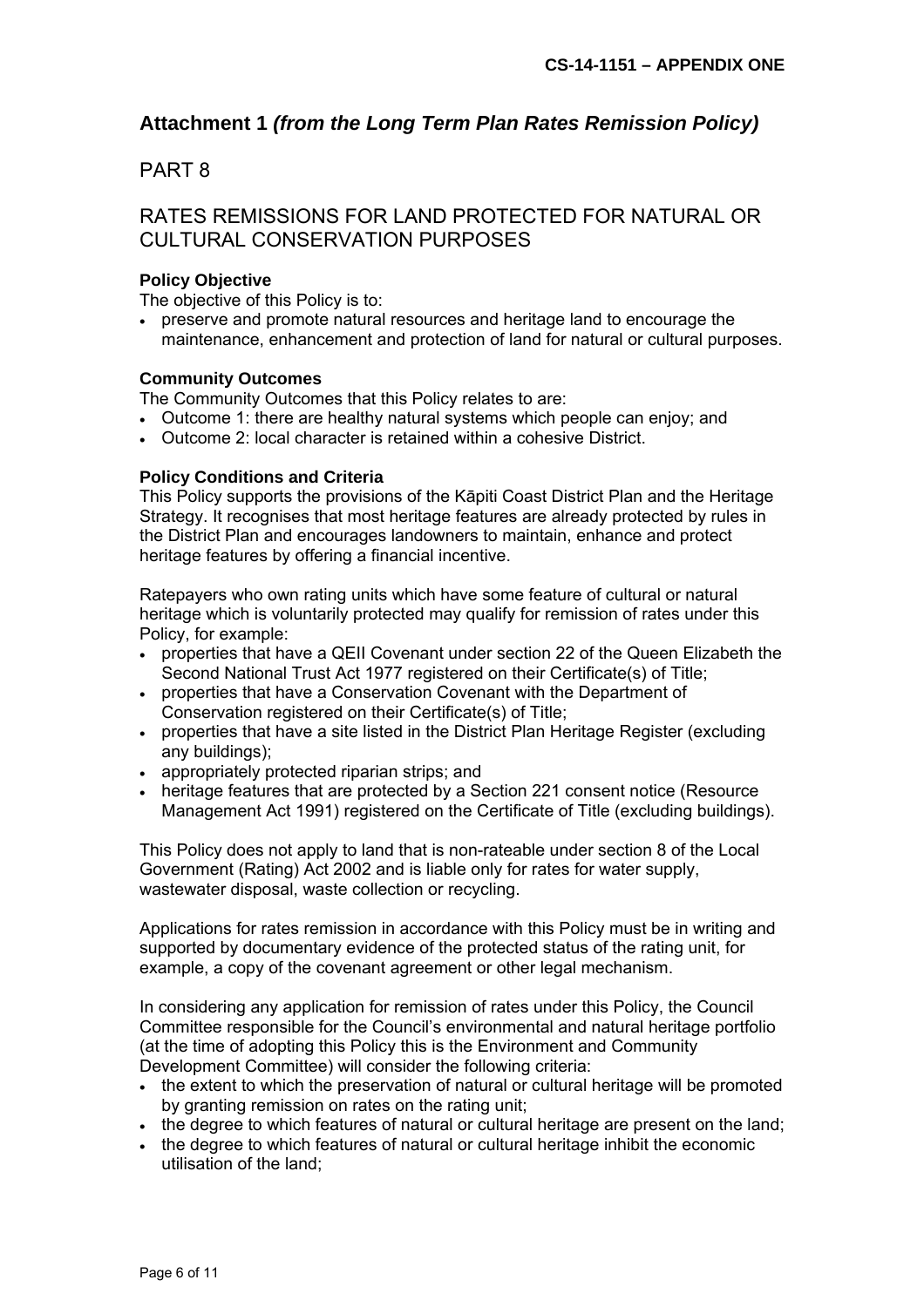**CS-14-1151 – APPENDIX ONE**

## Attachment 1 *(from the Long Term Plan Rates Remission Policy)*

# PART 8

# RATES REMISSIONS FOR LAND PROTECTED FOR NATURAL OR CULTURAL CONSERVATION PURPOSES

**Policy Objective**

The objective of this Policy is to:

- preserve and promote natural resources and heritage land to encourage the maintenance, enhancement and protection of land for natural or cultural purposes.

**Community Outcomes**

The Community Outcomes that this Policy relates to are:

- Outcome 1: there are healthy natural systems which people can enjoy; and
- Outcome 2: local character is retained within a cohesive District.

**Policy Conditions and Criteria**

This Policy supports the provisions of the Kāpiti Coast District Plan and the Heritage Strategy. It recognises that most heritage features are already protected by rules in the District Plan and encourages landowners to maintain, enhance and protect heritage features by offering a financial incentive.

Ratepayers who own rating units which have some feature of cultural or natural heritage which is voluntarily protected may qualify for remission of rates under this Policy, for example:

- properties that have a QEII Covenant under section 22 of the Queen Elizabeth the Second National Trust Act 1977 registered on their Certificate(s) of Title;
- properties that have a Conservation Covenant with the Department of Conservation registered on their Certificate(s) of Title;
- properties that have a site listed in the District Plan Heritage Register (excluding any buildings);
- appropriately protected riparian strips; and
- heritage features that are protected by a Section 221 consent notice (Resource Management Act 1991) registered on the Certificate of Title (excluding buildings).

This Policy does not apply to land that is non-rateable under section 8 of the Local Government (Rating) Act 2002 and is liable only for rates for water supply, wastewater disposal, waste collection or recycling.

Applications for rates remission in accordance with this Policy must be in writing and supported by documentary evidence of the protected status of the rating unit, for example, a copy of the covenant agreement or other legal mechanism.

In considering any application for remission of rates under this Policy, the Council Committee responsible for the Council's environmental and natural heritage portfolio (at the time of adopting this Policy this is the Environment and Community Development Committee) will consider the following criteria:

- the extent to which the preservation of natural or cultural heritage will be promoted by granting remission on rates on the rating unit;
- the degree to which features of natural or cultural heritage are present on the land;
- the degree to which features of natural or cultural heritage inhibit the economic utilisation of the land;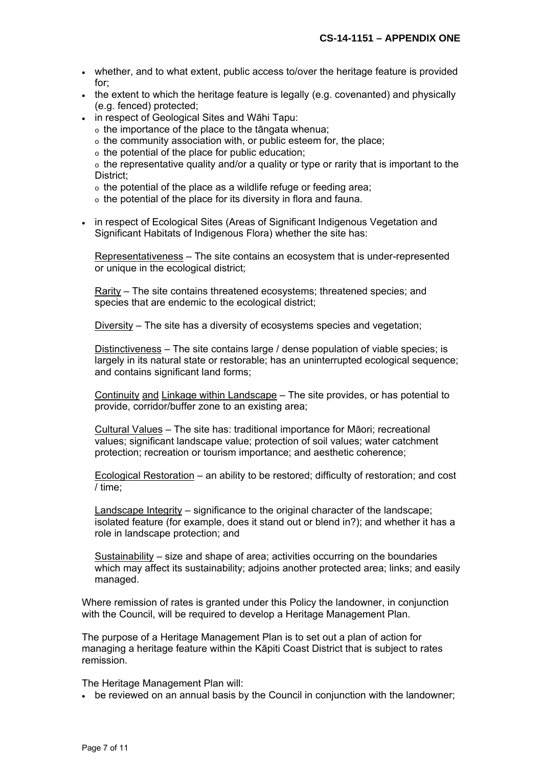- whether, and to what extent, public access to/over the heritage feature is provided for;
- the extent to which the heritage feature is legally (e.g. covenanted) and physically (e.g. fenced) protected;
- in respect of Geological Sites and Wāhi Tapu:
  - the importance of the place to the tāngata whenua;
  - the community association with, or public esteem for, the place;
  - the potential of the place for public education;
  - the representative quality and/or a quality or type or rarity that is important to the District;
  - the potential of the place as a wildlife refuge or feeding area;
  - the potential of the place for its diversity in flora and fauna.

- in respect of Ecological Sites (Areas of Significant Indigenous Vegetation and Significant Habitats of Indigenous Flora) whether the site has:

  Representativeness – The site contains an ecosystem that is under-represented or unique in the ecological district;

  Rarity – The site contains threatened ecosystems; threatened species; and species that are endemic to the ecological district;

  Diversity – The site has a diversity of ecosystems species and vegetation;

  Distinctiveness – The site contains large / dense population of viable species; is largely in its natural state or restorable; has an uninterrupted ecological sequence; and contains significant land forms;

  Continuity and Linkage within Landscape – The site provides, or has potential to provide, corridor/buffer zone to an existing area;

  Cultural Values – The site has: traditional importance for Māori; recreational values; significant landscape value; protection of soil values; water catchment protection; recreation or tourism importance; and aesthetic coherence;

  Ecological Restoration – an ability to be restored; difficulty of restoration; and cost / time;

  Landscape Integrity – significance to the original character of the landscape; isolated feature (for example, does it stand out or blend in?); and whether it has a role in landscape protection; and

  Sustainability – size and shape of area; activities occurring on the boundaries which may affect its sustainability; adjoins another protected area; links; and easily managed.

Where remission of rates is granted under this Policy the landowner, in conjunction with the Council, will be required to develop a Heritage Management Plan.

The purpose of a Heritage Management Plan is to set out a plan of action for managing a heritage feature within the Kāpiti Coast District that is subject to rates remission.

The Heritage Management Plan will:

- be reviewed on an annual basis by the Council in conjunction with the landowner;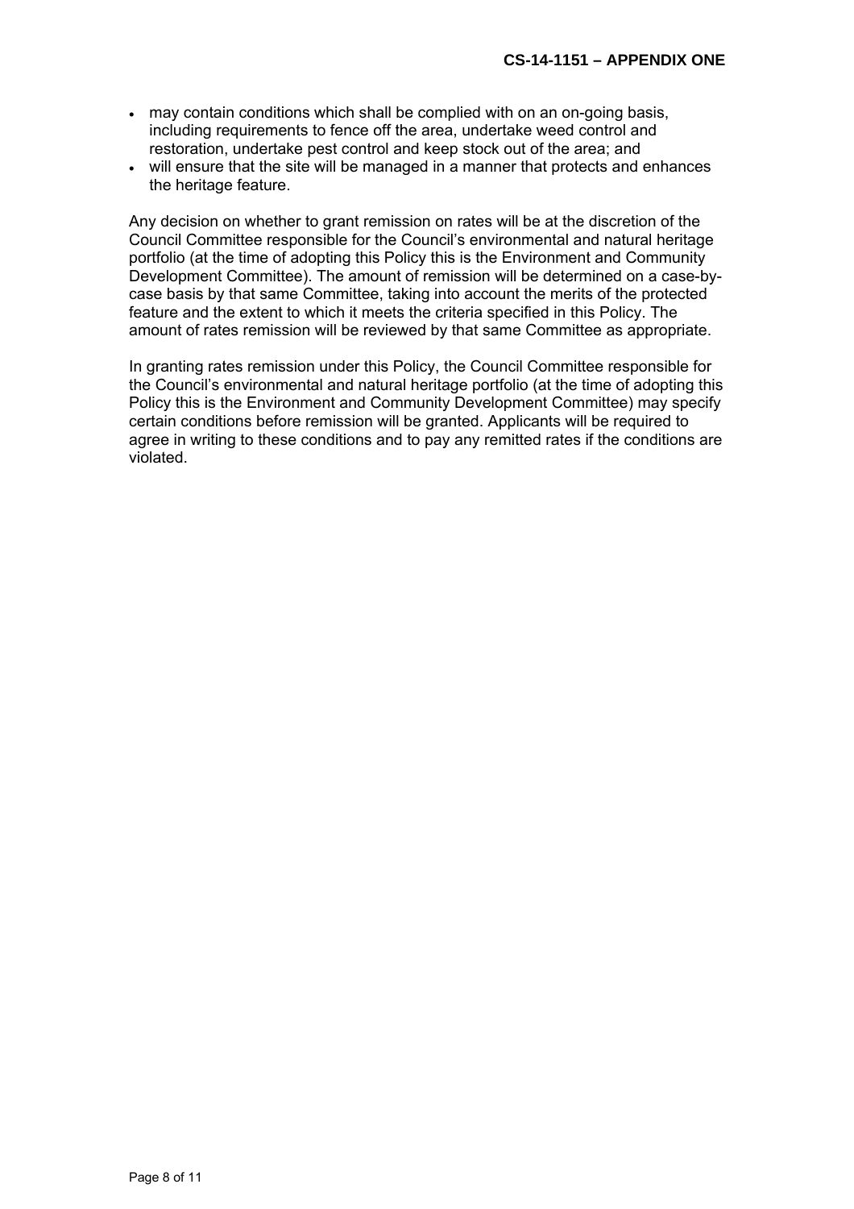- may contain conditions which shall be complied with on an on-going basis, including requirements to fence off the area, undertake weed control and restoration, undertake pest control and keep stock out of the area; and
- will ensure that the site will be managed in a manner that protects and enhances the heritage feature.

Any decision on whether to grant remission on rates will be at the discretion of the Council Committee responsible for the Council's environmental and natural heritage portfolio (at the time of adopting this Policy this is the Environment and Community Development Committee). The amount of remission will be determined on a case-by-case basis by that same Committee, taking into account the merits of the protected feature and the extent to which it meets the criteria specified in this Policy. The amount of rates remission will be reviewed by that same Committee as appropriate.

In granting rates remission under this Policy, the Council Committee responsible for the Council's environmental and natural heritage portfolio (at the time of adopting this Policy this is the Environment and Community Development Committee) may specify certain conditions before remission will be granted. Applicants will be required to agree in writing to these conditions and to pay any remitted rates if the conditions are violated.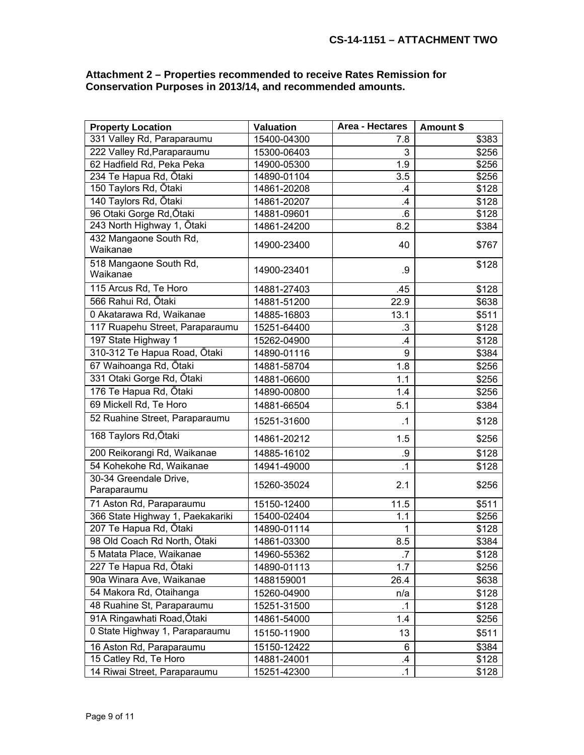**Attachment 2 – Properties recommended to receive Rates Remission for Conservation Purposes in 2013/14, and recommended amounts.**

| Property Location | Valuation | Area - Hectares | Amount $ |
|---|---|---|---|
| 331 Valley Rd, Paraparaumu | 15400-04300 | 7.8 | $383 |
| 222 Valley Rd,Paraparaumu | 15300-06403 | 3 | $256 |
| 62 Hadfield Rd, Peka Peka | 14900-05300 | 1.9 | $256 |
| 234 Te Hapua Rd, Ōtaki | 14890-01104 | 3.5 | $256 |
| 150 Taylors Rd, Ōtaki | 14861-20208 | .4 | $128 |
| 140 Taylors Rd, Ōtaki | 14861-20207 | .4 | $128 |
| 96 Otaki Gorge Rd,Ōtaki | 14881-09601 | .6 | $128 |
| 243 North Highway 1, Ōtaki | 14861-24200 | 8.2 | $384 |
| 432 Mangaone South Rd, Waikanae | 14900-23400 | 40 | $767 |
| 518 Mangaone South Rd, Waikanae | 14900-23401 | .9 | $128 |
| 115 Arcus Rd, Te Horo | 14881-27403 | .45 | $128 |
| 566 Rahui Rd, Ōtaki | 14881-51200 | 22.9 | $638 |
| 0 Akatarawa Rd, Waikanae | 14885-16803 | 13.1 | $511 |
| 117 Ruapehu Street, Paraparaumu | 15251-64400 | .3 | $128 |
| 197 State Highway 1 | 15262-04900 | .4 | $128 |
| 310-312 Te Hapua Road, Ōtaki | 14890-01116 | 9 | $384 |
| 67 Waihoanga Rd, Ōtaki | 14881-58704 | 1.8 | $256 |
| 331 Otaki Gorge Rd, Ōtaki | 14881-06600 | 1.1 | $256 |
| 176 Te Hapua Rd, Ōtaki | 14890-00800 | 1.4 | $256 |
| 69 Mickell Rd, Te Horo | 14881-66504 | 5.1 | $384 |
| 52 Ruahine Street, Paraparaumu | 15251-31600 | .1 | $128 |
| 168 Taylors Rd,Ōtaki | 14861-20212 | 1.5 | $256 |
| 200 Reikorangi Rd, Waikanae | 14885-16102 | .9 | $128 |
| 54 Kohekohe Rd, Waikanae | 14941-49000 | .1 | $128 |
| 30-34 Greendale Drive, Paraparaumu | 15260-35024 | 2.1 | $256 |
| 71 Aston Rd, Paraparaumu | 15150-12400 | 11.5 | $511 |
| 366 State Highway 1, Paekakariki | 15400-02404 | 1.1 | $256 |
| 207 Te Hapua Rd, Ōtaki | 14890-01114 | 1 | $128 |
| 98 Old Coach Rd North, Ōtaki | 14861-03300 | 8.5 | $384 |
| 5 Matata Place, Waikanae | 14960-55362 | .7 | $128 |
| 227 Te Hapua Rd, Ōtaki | 14890-01113 | 1.7 | $256 |
| 90a Winara Ave, Waikanae | 1488159001 | 26.4 | $638 |
| 54 Makora Rd, Otaihanga | 15260-04900 | n/a | $128 |
| 48 Ruahine St, Paraparaumu | 15251-31500 | .1 | $128 |
| 91A Ringawhati Road,Ōtaki | 14861-54000 | 1.4 | $256 |
| 0 State Highway 1, Paraparaumu | 15150-11900 | 13 | $511 |
| 16 Aston Rd, Paraparaumu | 15150-12422 | 6 | $384 |
| 15 Catley Rd, Te Horo | 14881-24001 | .4 | $128 |
| 14 Riwai Street, Paraparaumu | 15251-42300 | .1 | $128 |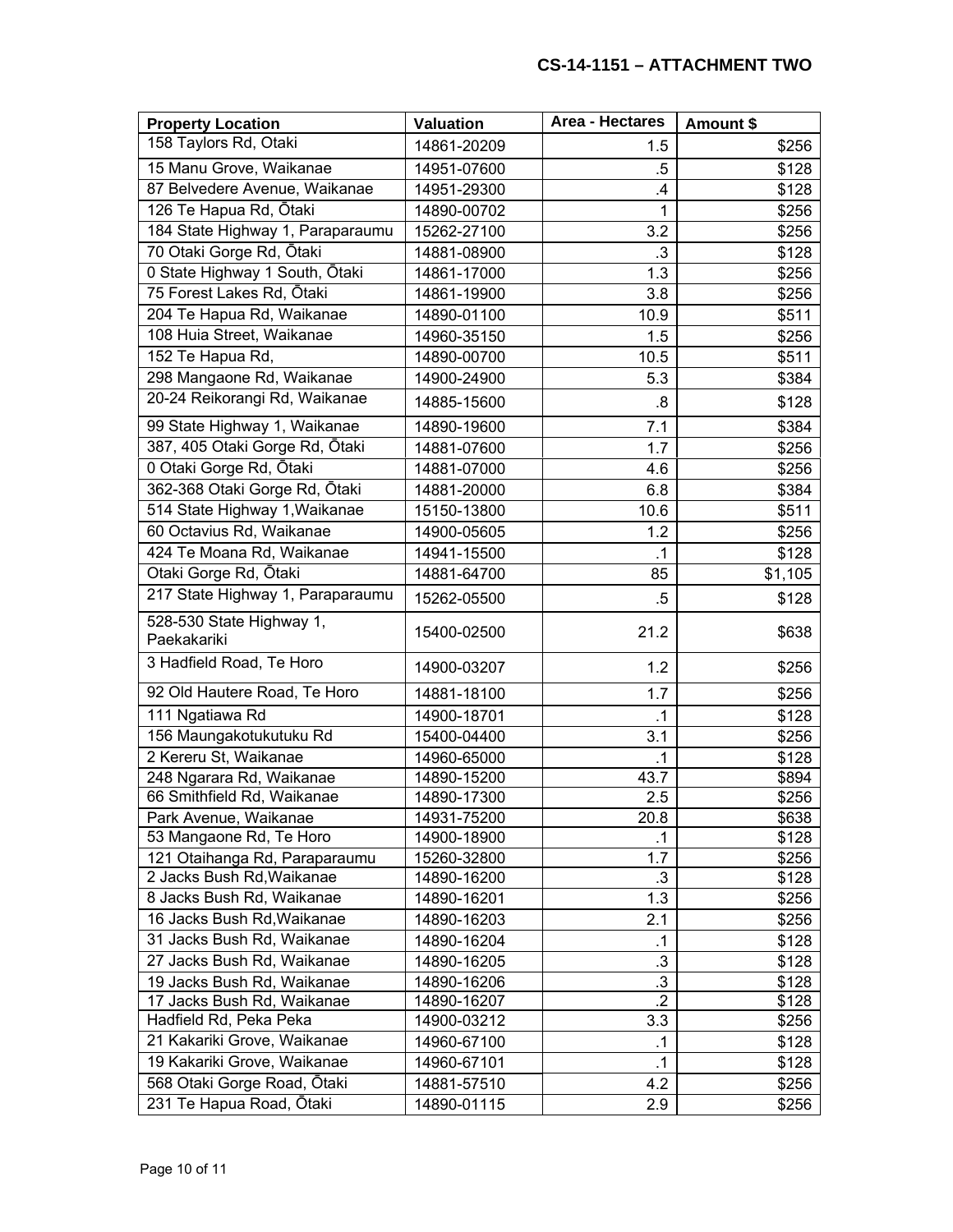**CS-14-1151 – ATTACHMENT TWO**

| Property Location | Valuation | Area - Hectares | Amount $ |
|---|---|---|---|
| 158 Taylors Rd, Otaki | 14861-20209 | 1.5 | $256 |
| 15 Manu Grove, Waikanae | 14951-07600 | .5 | $128 |
| 87 Belvedere Avenue, Waikanae | 14951-29300 | .4 | $128 |
| 126 Te Hapua Rd, Ōtaki | 14890-00702 | 1 | $256 |
| 184 State Highway 1, Paraparaumu | 15262-27100 | 3.2 | $256 |
| 70 Otaki Gorge Rd, Ōtaki | 14881-08900 | .3 | $128 |
| 0 State Highway 1 South, Ōtaki | 14861-17000 | 1.3 | $256 |
| 75 Forest Lakes Rd, Ōtaki | 14861-19900 | 3.8 | $256 |
| 204 Te Hapua Rd, Waikanae | 14890-01100 | 10.9 | $511 |
| 108 Huia Street, Waikanae | 14960-35150 | 1.5 | $256 |
| 152 Te Hapua Rd, | 14890-00700 | 10.5 | $511 |
| 298 Mangaone Rd, Waikanae | 14900-24900 | 5.3 | $384 |
| 20-24 Reikorangi Rd, Waikanae | 14885-15600 | .8 | $128 |
| 99 State Highway 1, Waikanae | 14890-19600 | 7.1 | $384 |
| 387, 405 Otaki Gorge Rd, Ōtaki | 14881-07600 | 1.7 | $256 |
| 0 Otaki Gorge Rd, Ōtaki | 14881-07000 | 4.6 | $256 |
| 362-368 Otaki Gorge Rd, Ōtaki | 14881-20000 | 6.8 | $384 |
| 514 State Highway 1,Waikanae | 15150-13800 | 10.6 | $511 |
| 60 Octavius Rd, Waikanae | 14900-05605 | 1.2 | $256 |
| 424 Te Moana Rd, Waikanae | 14941-15500 | .1 | $128 |
| Otaki Gorge Rd, Ōtaki | 14881-64700 | 85 | $1,105 |
| 217 State Highway 1, Paraparaumu | 15262-05500 | .5 | $128 |
| 528-530 State Highway 1, Paekakariki | 15400-02500 | 21.2 | $638 |
| 3 Hadfield Road, Te Horo | 14900-03207 | 1.2 | $256 |
| 92 Old Hautere Road, Te Horo | 14881-18100 | 1.7 | $256 |
| 111 Ngatiawa Rd | 14900-18701 | .1 | $128 |
| 156 Maungakotukutuku Rd | 15400-04400 | 3.1 | $256 |
| 2 Kereru St, Waikanae | 14960-65000 | .1 | $128 |
| 248 Ngarara Rd, Waikanae | 14890-15200 | 43.7 | $894 |
| 66 Smithfield Rd, Waikanae | 14890-17300 | 2.5 | $256 |
| Park Avenue, Waikanae | 14931-75200 | 20.8 | $638 |
| 53 Mangaone Rd, Te Horo | 14900-18900 | .1 | $128 |
| 121 Otaihanga Rd, Paraparaumu | 15260-32800 | 1.7 | $256 |
| 2 Jacks Bush Rd,Waikanae | 14890-16200 | .3 | $128 |
| 8 Jacks Bush Rd, Waikanae | 14890-16201 | 1.3 | $256 |
| 16 Jacks Bush Rd,Waikanae | 14890-16203 | 2.1 | $256 |
| 31 Jacks Bush Rd, Waikanae | 14890-16204 | .1 | $128 |
| 27 Jacks Bush Rd, Waikanae | 14890-16205 | .3 | $128 |
| 19 Jacks Bush Rd, Waikanae | 14890-16206 | .3 | $128 |
| 17 Jacks Bush Rd, Waikanae | 14890-16207 | .2 | $128 |
| Hadfield Rd, Peka Peka | 14900-03212 | 3.3 | $256 |
| 21 Kakariki Grove, Waikanae | 14960-67100 | .1 | $128 |
| 19 Kakariki Grove, Waikanae | 14960-67101 | .1 | $128 |
| 568 Otaki Gorge Road, Ōtaki | 14881-57510 | 4.2 | $256 |
| 231 Te Hapua Road, Ōtaki | 14890-01115 | 2.9 | $256 |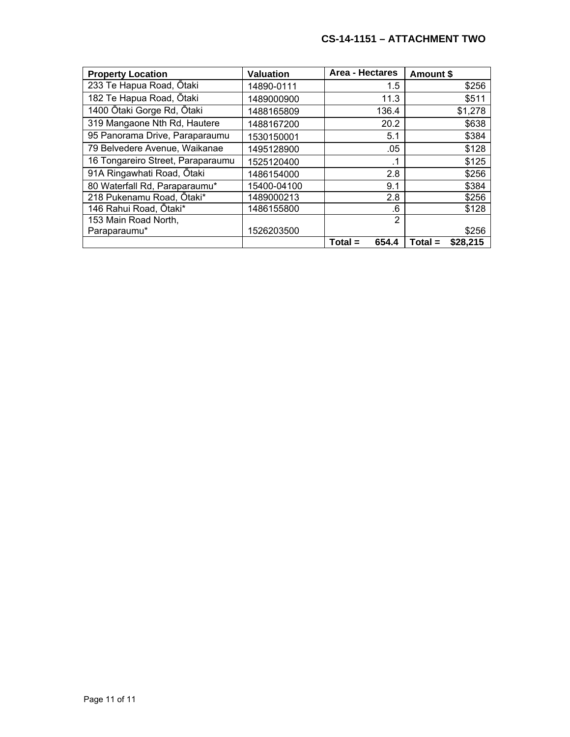**CS-14-1151 – ATTACHMENT TWO**

| Property Location | Valuation | Area - Hectares | Amount $ |
|---|---|---|---|
| 233 Te Hapua Road, Ōtaki | 14890-0111 | 1.5 | $256 |
| 182 Te Hapua Road, Ōtaki | 1489000900 | 11.3 | $511 |
| 1400 Ōtaki Gorge Rd, Ōtaki | 1488165809 | 136.4 | $1,278 |
| 319 Mangaone Nth Rd, Hautere | 1488167200 | 20.2 | $638 |
| 95 Panorama Drive, Paraparaumu | 1530150001 | 5.1 | $384 |
| 79 Belvedere Avenue, Waikanae | 1495128900 | .05 | $128 |
| 16 Tongareiro Street, Paraparaumu | 1525120400 | .1 | $125 |
| 91A Ringawhati Road, Ōtaki | 1486154000 | 2.8 | $256 |
| 80 Waterfall Rd, Paraparaumu* | 15400-04100 | 9.1 | $384 |
| 218 Pukenamu Road, Ōtaki* | 1489000213 | 2.8 | $256 |
| 146 Rahui Road, Ōtaki* | 1486155800 | .6 | $128 |
| 153 Main Road North, Paraparaumu* | 1526203500 | 2 | $256 |
| | | **Total = 654.4** | **Total = $28,215** |